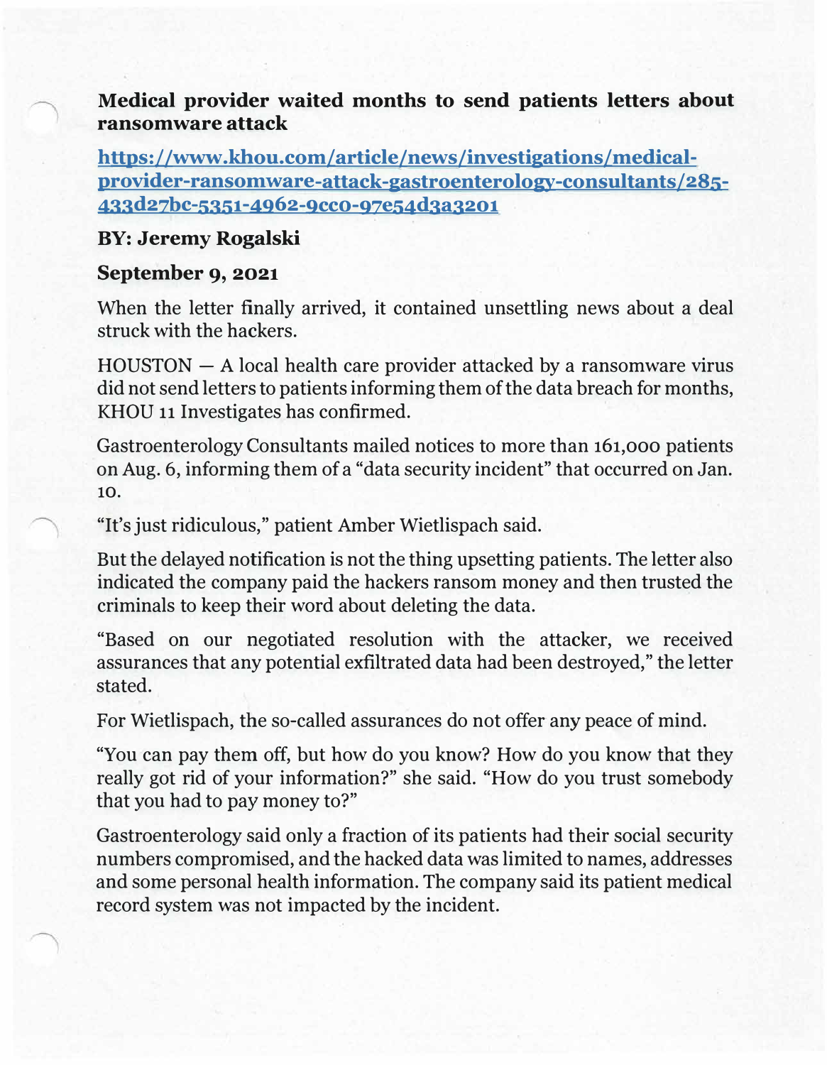# Medical provider waited months to send patients letters about ransomware attack

[https://www.khou.com/article/news/investigations/medical-provider-ransomware-attack-gastroenterology-consultants/285-433d27bc-5351-4962-9cc0-97e54d3a3201](https://www.khou.com/article/news/investigations/medical-provider-ransomware-attack-gastroenterology-consultants/285-433d27bc-5351-4962-9cc0-97e54d3a3201)

**BY: Jeremy Rogalski**

**September 9, 2021**

When the letter finally arrived, it contained unsettling news about a deal struck with the hackers.

HOUSTON — A local health care provider attacked by a ransomware virus did not send letters to patients informing them of the data breach for months, KHOU 11 Investigates has confirmed.

Gastroenterology Consultants mailed notices to more than 161,000 patients on Aug. 6, informing them of a "data security incident" that occurred on Jan. 10.

"It's just ridiculous," patient Amber Wietlispach said.

But the delayed notification is not the thing upsetting patients. The letter also indicated the company paid the hackers ransom money and then trusted the criminals to keep their word about deleting the data.

"Based on our negotiated resolution with the attacker, we received assurances that any potential exfiltrated data had been destroyed," the letter stated.

For Wietlispach, the so-called assurances do not offer any peace of mind.

"You can pay them off, but how do you know? How do you know that they really got rid of your information?" she said. "How do you trust somebody that you had to pay money to?"

Gastroenterology said only a fraction of its patients had their social security numbers compromised, and the hacked data was limited to names, addresses and some personal health information. The company said its patient medical record system was not impacted by the incident.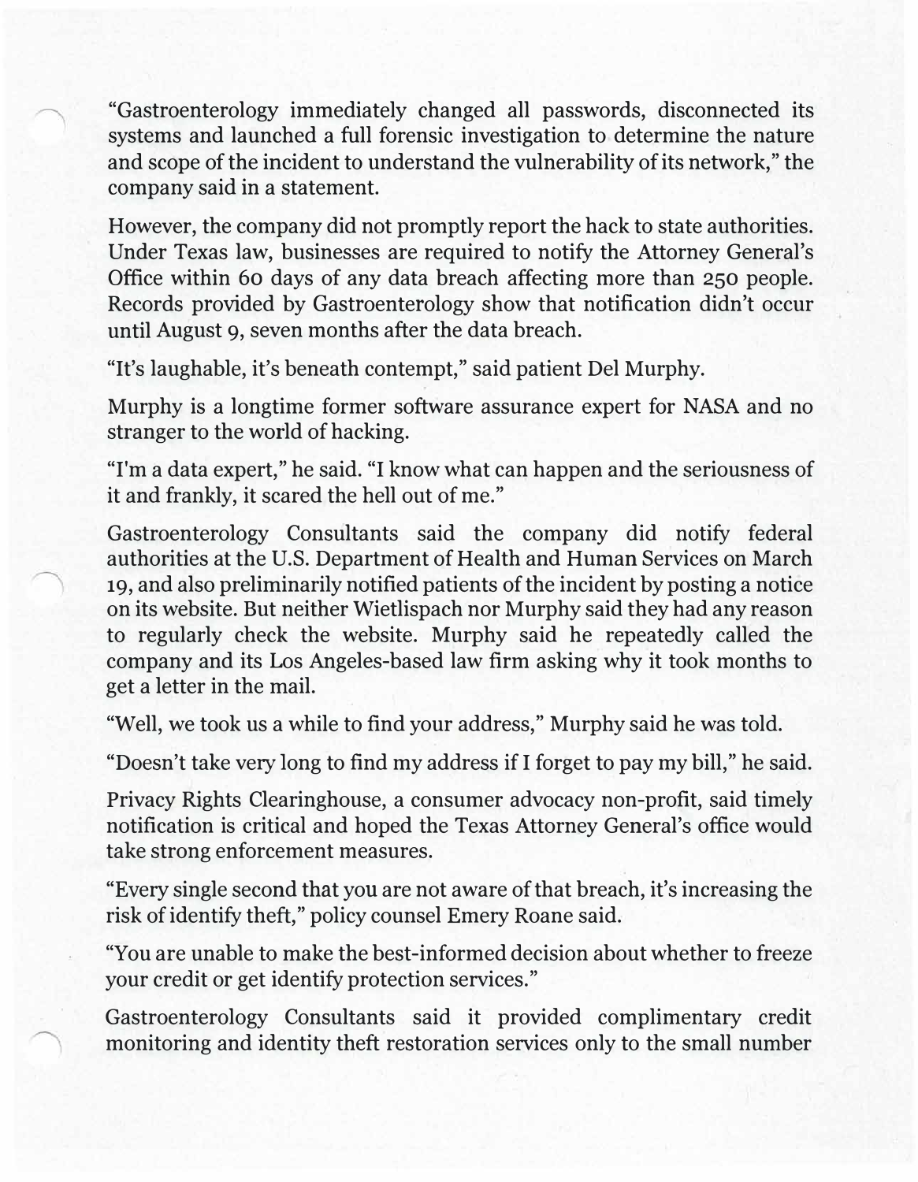"Gastroenterology immediately changed all passwords, disconnected its systems and launched a full forensic investigation to determine the nature and scope of the incident to understand the vulnerability of its network," the company said in a statement.

However, the company did not promptly report the hack to state authorities. Under Texas law, businesses are required to notify the Attorney General's Office within 60 days of any data breach affecting more than 250 people. Records provided by Gastroenterology show that notification didn't occur until August 9, seven months after the data breach.

"It's laughable, it's beneath contempt," said patient Del Murphy.

Murphy is a longtime former software assurance expert for NASA and no stranger to the world of hacking.

"I'm a data expert," he said. "I know what can happen and the seriousness of it and frankly, it scared the hell out of me."

Gastroenterology Consultants said the company did notify federal authorities at the U.S. Department of Health and Human Services on March 19, and also preliminarily notified patients of the incident by posting a notice on its website. But neither Wietlispach nor Murphy said they had any reason to regularly check the website. Murphy said he repeatedly called the company and its Los Angeles-based law firm asking why it took months to get a letter in the mail.

"Well, we took us a while to find your address," Murphy said he was told.

"Doesn't take very long to find my address if I forget to pay my bill," he said.

Privacy Rights Clearinghouse, a consumer advocacy non-profit, said timely notification is critical and hoped the Texas Attorney General's office would take strong enforcement measures.

"Every single second that you are not aware of that breach, it's increasing the risk of identify theft," policy counsel Emery Roane said.

"You are unable to make the best-informed decision about whether to freeze your credit or get identify protection services."

Gastroenterology Consultants said it provided complimentary credit monitoring and identity theft restoration services only to the small number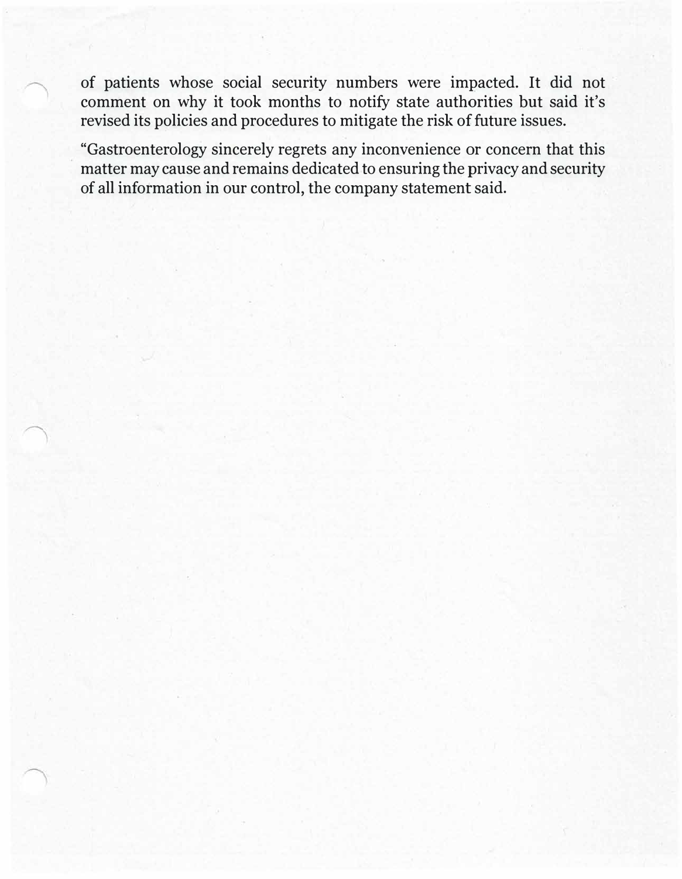of patients whose social security numbers were impacted. It did not comment on why it took months to notify state authorities but said it's revised its policies and procedures to mitigate the risk of future issues.

"Gastroenterology sincerely regrets any inconvenience or concern that this matter may cause and remains dedicated to ensuring the privacy and security of all information in our control, the company statement said.